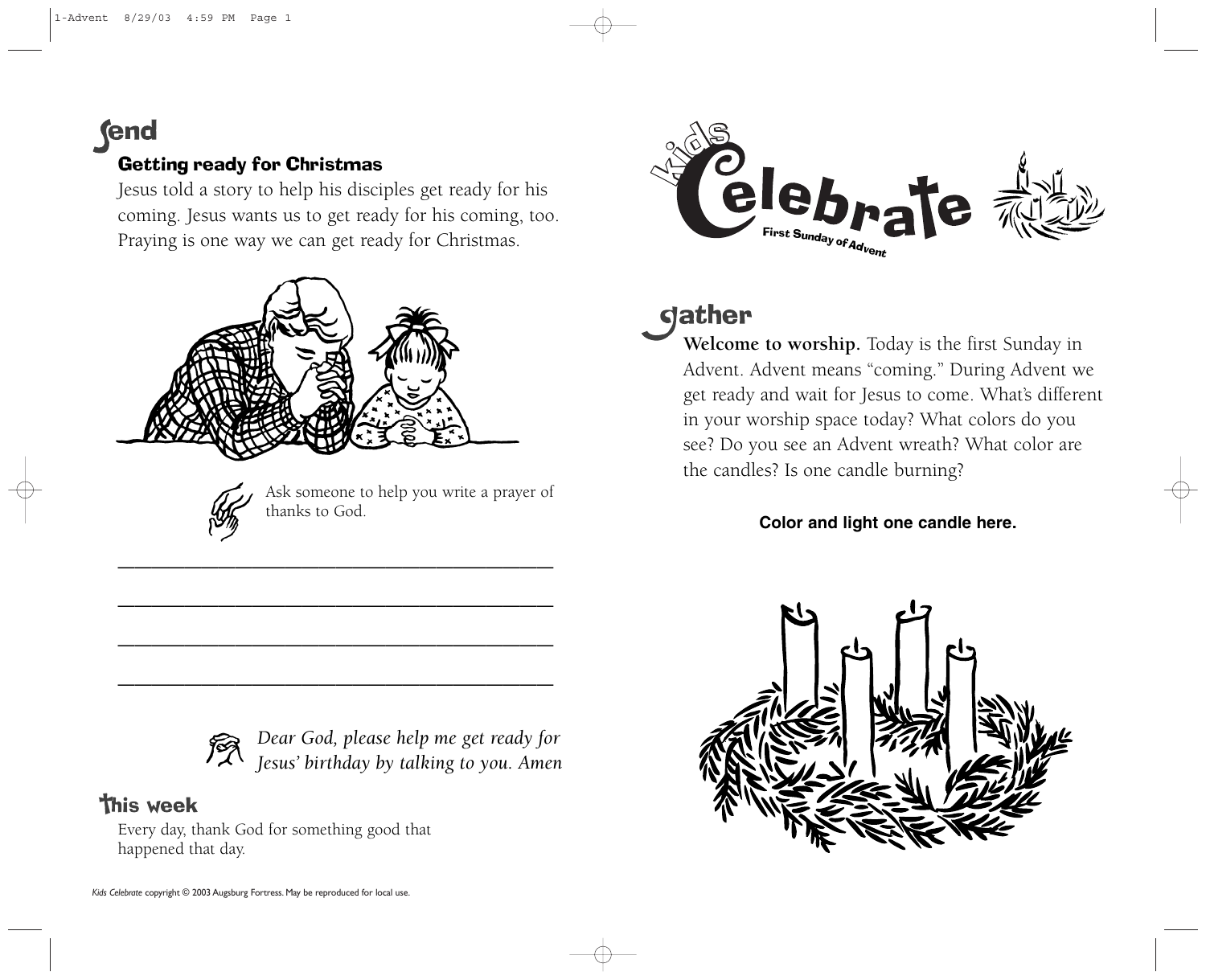## Send

### Getting ready for Christmas

Jesus told a story to help his disciples get ready for his coming. Jesus wants us to get ready for his coming, too. Praying is one way we can get ready for Christmas.

Ask someone to help you write a prayer of thanks to God.

\_\_\_\_\_\_\_\_\_\_\_\_\_\_\_\_\_\_\_\_\_\_\_\_\_\_\_\_\_\_\_\_\_\_\_\_\_\_\_\_

\_\_\_\_\_\_\_\_\_\_\_\_\_\_\_\_\_\_\_\_\_\_\_\_\_\_\_\_\_\_\_\_\_\_\_\_\_\_\_\_

\_\_\_\_\_\_\_\_\_\_\_\_\_\_\_\_\_\_\_\_\_\_\_\_\_\_\_\_\_\_\_\_\_\_\_\_\_\_\_\_

\_\_\_\_\_\_\_\_\_\_\_\_\_\_\_\_\_\_\_\_\_\_\_\_\_\_\_\_\_\_\_\_\_\_\_\_\_\_\_\_

*Dear God, please help me get ready for Jesus' birthday by talking to you. Amen*

## This week

Every day, thank God for something good that happened that day.

*Kids Celebrate* copyright © 2003 Augsburg Fortress. May be reproduced for local use.

# Kids Celebrate

**First Sunday of Advent**

## Gather

**Welcome to worship.** Today is the first Sunday in Advent. Advent means "coming." During Advent we get ready and wait for Jesus to come. What's different in your worship space today? What colors do you see? Do you see an Advent wreath? What color are the candles? Is one candle burning?

**Color and light one candle here.**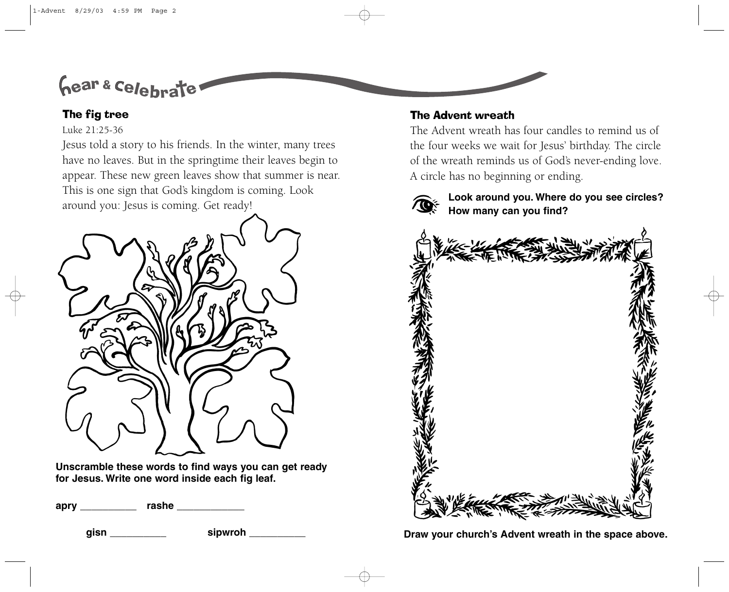# hear & celebrate

## The fig tree

Luke 21:25-36

Jesus told a story to his friends. In the winter, many trees have no leaves. But in the springtime their leaves begin to appear. These new green leaves show that summer is near. This is one sign that God's kingdom is coming. Look around you: Jesus is coming. Get ready!

**Unscramble these words to find ways you can get ready for Jesus. Write one word inside each fig leaf.**

**apry** ___________ **rashe** _____________

**gisn** ___________ **sipwroh** ___________

## The Advent wreath

The Advent wreath has four candles to remind us of the four weeks we wait for Jesus' birthday. The circle of the wreath reminds us of God's never-ending love. A circle has no beginning or ending.

**Look around you. Where do you see circles? How many can you find?**

**Draw your church's Advent wreath in the space above.**